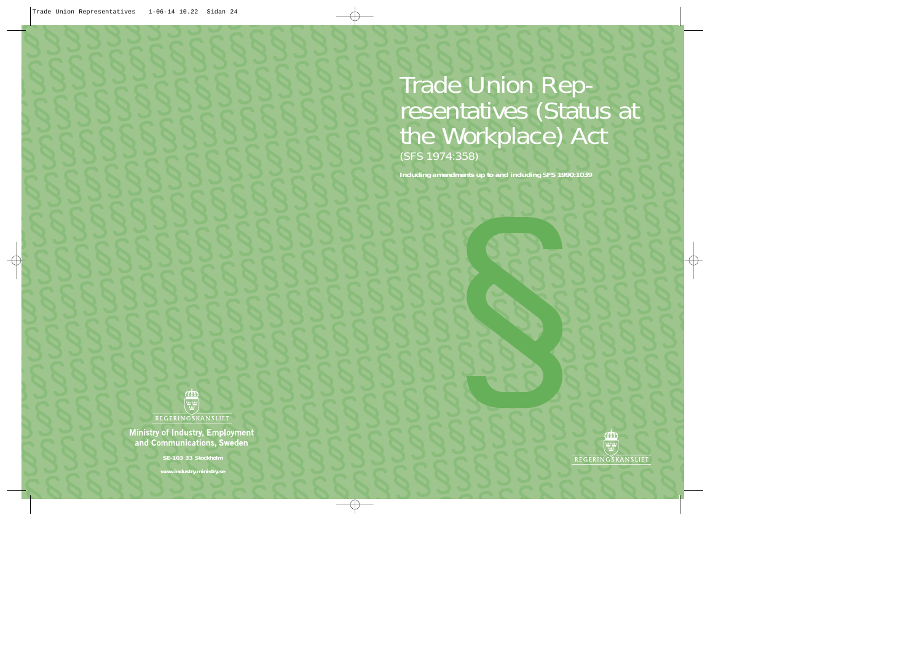# Trade Union Representatives (Status at the Workplace) Act

(SFS 1974:358)

**Including amendments up to and including SFS 1990:1039**

REGERINGSKANSLIET

Ministry of Industry, Employment and Communications, Sweden

SE-103 33 Stockholm

www.industry.ministry.se

REGERINGSKANSLIET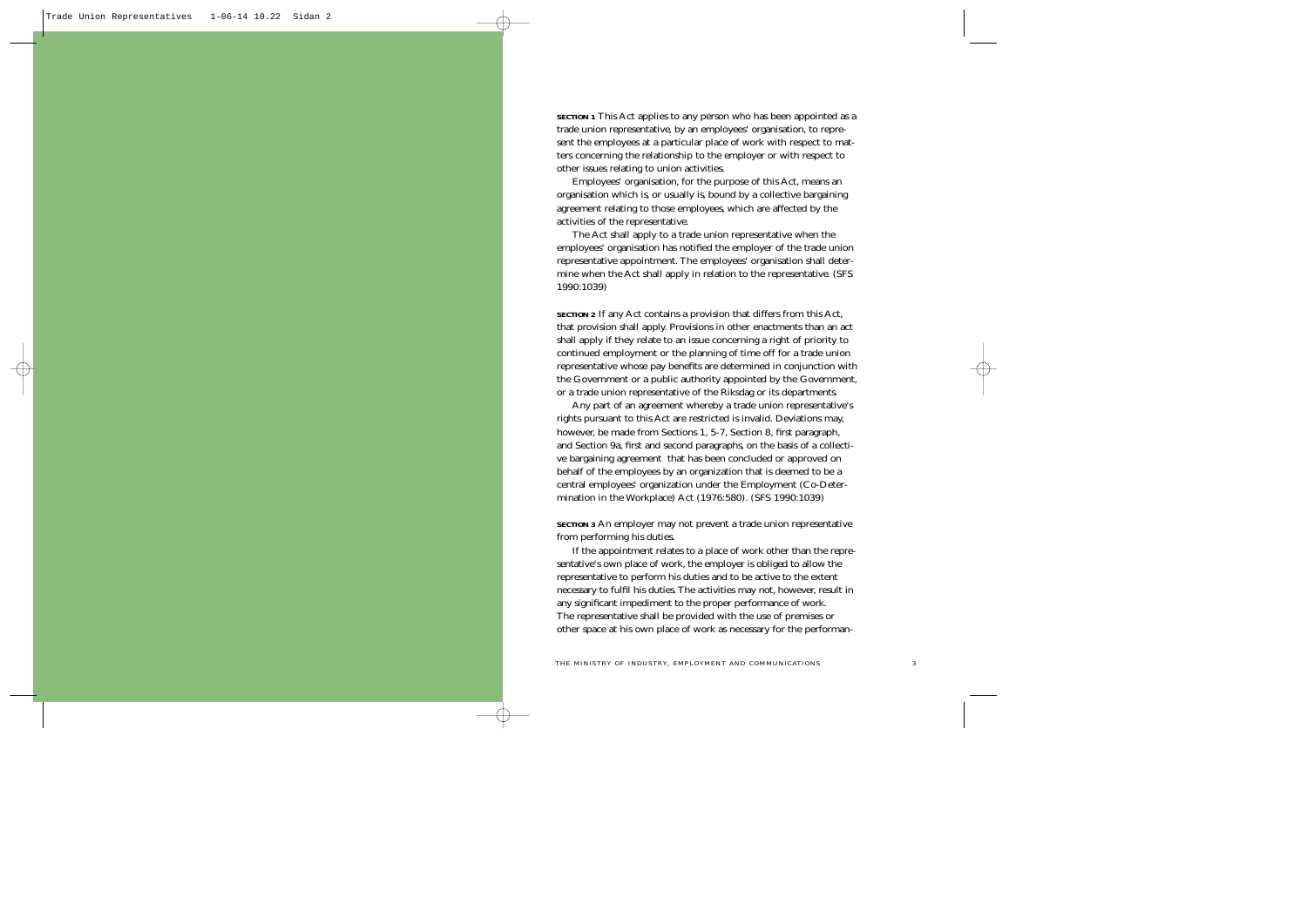**SECTION 1** This Act applies to any person who has been appointed as a trade union representative, by an employees' organisation, to represent the employees at a particular place of work with respect to matters concerning the relationship to the employer or with respect to other issues relating to union activities.

Employees' organisation, for the purpose of this Act, means an organisation which is, or usually is, bound by a collective bargaining agreement relating to those employees, which are affected by the activities of the representative.

The Act shall apply to a trade union representative when the employees' organisation has notified the employer of the trade union representative appointment. The employees' organisation shall determine when the Act shall apply in relation to the representative. (SFS 1990:1039)

**SECTION 2** If any Act contains a provision that differs from this Act, that provision shall apply. Provisions in other enactments than an act shall apply if they relate to an issue concerning a right of priority to continued employment or the planning of time off for a trade union representative whose pay benefits are determined in conjunction with the Government or a public authority appointed by the Government, or a trade union representative of the Riksdag or its departments.

Any part of an agreement whereby a trade union representative's rights pursuant to this Act are restricted is invalid. Deviations may, however, be made from Sections 1, 5-7, Section 8, first paragraph, and Section 9a, first and second paragraphs, on the basis of a collective bargaining agreement that has been concluded or approved on behalf of the employees by an organization that is deemed to be a central employees' organization under the Employment (Co-Determination in the Workplace) Act (1976:580). (SFS 1990:1039)

**SECTION 3** An employer may not prevent a trade union representative from performing his duties.

If the appointment relates to a place of work other than the representative's own place of work, the employer is obliged to allow the representative to perform his duties and to be active to the extent necessary to fulfil his duties. The activities may not, however, result in any significant impediment to the proper performance of work. The representative shall be provided with the use of premises or other space at his own place of work as necessary for the performan-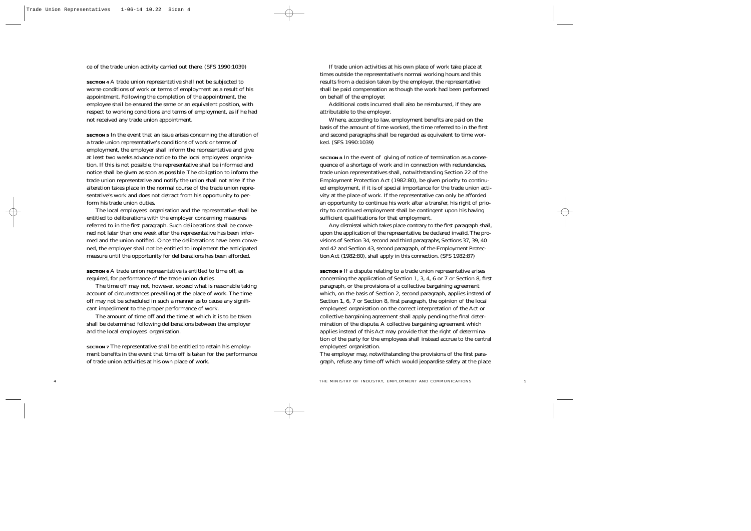ce of the trade union activity carried out there. (SFS 1990:1039)

**SECTION 4** A trade union representative shall not be subjected to worse conditions of work or terms of employment as a result of his appointment. Following the completion of the appointment, the employee shall be ensured the same or an equivalent position, with respect to working conditions and terms of employment, as if he had not received any trade union appointment.

**SECTION 5** In the event that an issue arises concerning the alteration of a trade union representative's conditions of work or terms of employment, the employer shall inform the representative and give at least two weeks advance notice to the local employees' organisation. If this is not possible, the representative shall be informed and notice shall be given as soon as possible. The obligation to inform the trade union representative and notify the union shall not arise if the alteration takes place in the normal course of the trade union representative's work and does not detract from his opportunity to perform his trade union duties.

The local employees' organisation and the representative shall be entitled to deliberations with the employer concerning measures referred to in the first paragraph. Such deliberations shall be convened not later than one week after the representative has been informed and the union notified. Once the deliberations have been convened, the employer shall not be entitled to implement the anticipated measure until the opportunity for deliberations has been afforded.

**SECTION 6** A trade union representative is entitled to time off, as required, for performance of the trade union duties.

The time off may not, however, exceed what is reasonable taking account of circumstances prevailing at the place of work. The time off may not be scheduled in such a manner as to cause any significant impediment to the proper performance of work.

The amount of time off and the time at which it is to be taken shall be determined following deliberations between the employer and the local employees' organisation.

**SECTION 7** The representative shall be entitled to retain his employment benefits in the event that time off is taken for the performance of trade union activities at his own place of work.

If trade union activities at his own place of work take place at times outside the representative's normal working hours and this results from a decision taken by the employer, the representative shall be paid compensation as though the work had been performed on behalf of the employer.

Additional costs incurred shall also be reimbursed, if they are attributable to the employer.

Where, according to law, employment benefits are paid on the basis of the amount of time worked, the time referred to in the first and second paragraphs shall be regarded as equivalent to time worked. (SFS 1990:1039)

**SECTION 8** In the event of giving of notice of termination as a consequence of a shortage of work and in connection with redundancies, trade union representatives shall, notwithstanding Section 22 of the Employment Protection Act (1982:80), be given priority to continued employment, if it is of special importance for the trade union activity at the place of work. If the representative can only be afforded an opportunity to continue his work after a transfer, his right of priority to continued employment shall be contingent upon his having sufficient qualifications for that employment.

Any dismissal which takes place contrary to the first paragraph shall, upon the application of the representative, be declared invalid. The provisions of Section 34, second and third paragraphs, Sections 37, 39, 40 and 42 and Section 43, second paragraph, of the Employment Protection Act (1982:80), shall apply in this connection. (SFS 1982:87)

**SECTION 9** If a dispute relating to a trade union representative arises concerning the application of Section 1, 3, 4, 6 or 7 or Section 8, first paragraph, or the provisions of a collective bargaining agreement which, on the basis of Section 2, second paragraph, applies instead of Section 1, 6, 7 or Section 8, first paragraph, the opinion of the local employees' organisation on the correct interpretation of the Act or collective bargaining agreement shall apply pending the final determination of the dispute. A collective bargaining agreement which applies instead of this Act may provide that the right of determination of the party for the employees shall instead accrue to the central employees' organisation.

The employer may, notwithstanding the provisions of the first paragraph, refuse any time off which would jeopardise safety at the place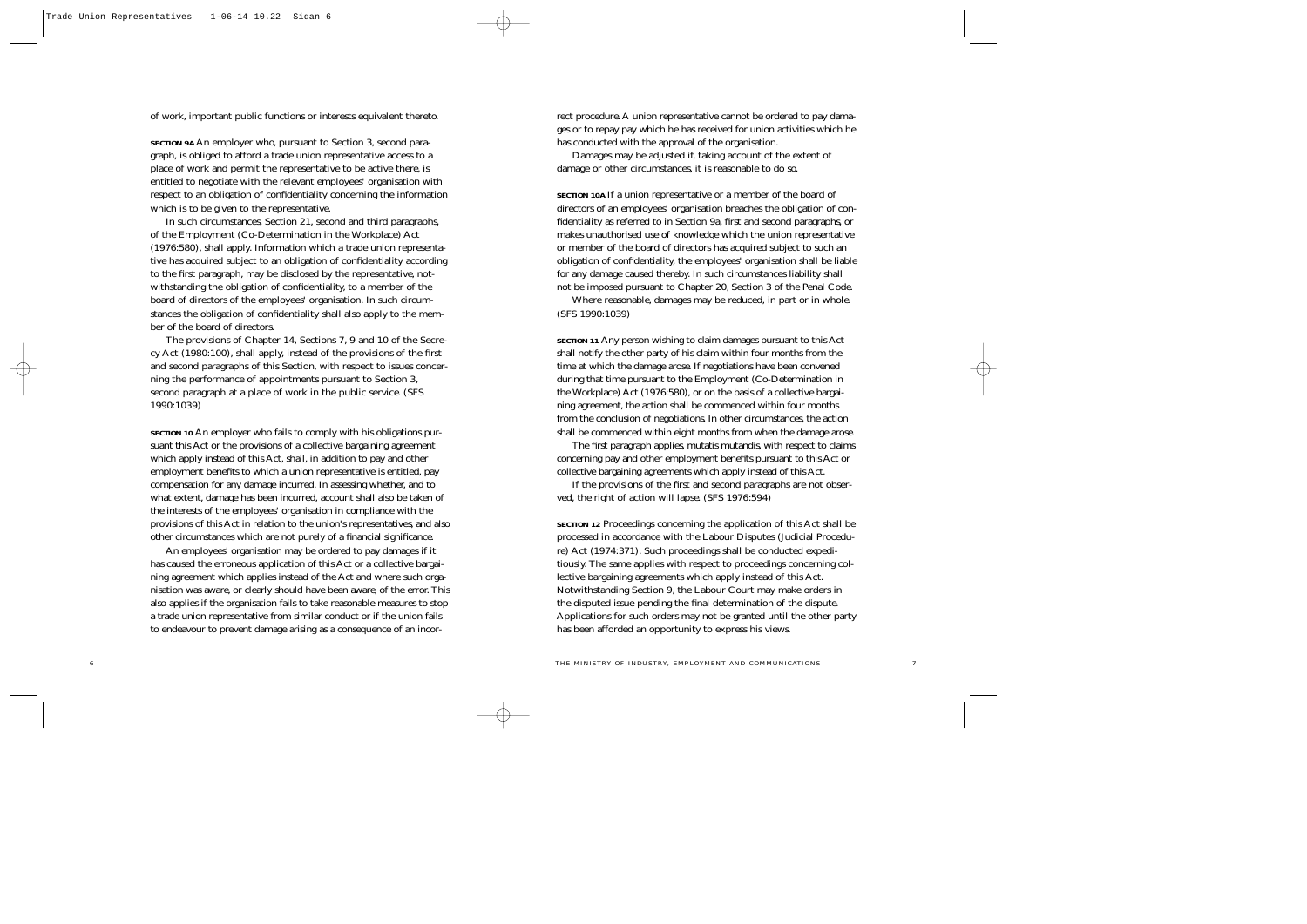of work, important public functions or interests equivalent thereto.

**SECTION 9A** An employer who, pursuant to Section 3, second paragraph, is obliged to afford a trade union representative access to a place of work and permit the representative to be active there, is entitled to negotiate with the relevant employees' organisation with respect to an obligation of confidentiality concerning the information which is to be given to the representative.

In such circumstances, Section 21, second and third paragraphs, of the Employment (Co-Determination in the Workplace) Act (1976:580), shall apply. Information which a trade union representative has acquired subject to an obligation of confidentiality according to the first paragraph, may be disclosed by the representative, notwithstanding the obligation of confidentiality, to a member of the board of directors of the employees' organisation. In such circumstances the obligation of confidentiality shall also apply to the member of the board of directors.

The provisions of Chapter 14, Sections 7, 9 and 10 of the Secrecy Act (1980:100), shall apply, instead of the provisions of the first and second paragraphs of this Section, with respect to issues concerning the performance of appointments pursuant to Section 3, second paragraph at a place of work in the public service. (SFS 1990:1039)

**SECTION 10** An employer who fails to comply with his obligations pursuant this Act or the provisions of a collective bargaining agreement which apply instead of this Act, shall, in addition to pay and other employment benefits to which a union representative is entitled, pay compensation for any damage incurred. In assessing whether, and to what extent, damage has been incurred, account shall also be taken of the interests of the employees' organisation in compliance with the provisions of this Act in relation to the union's representatives, and also other circumstances which are not purely of a financial significance.

An employees' organisation may be ordered to pay damages if it has caused the erroneous application of this Act or a collective bargaining agreement which applies instead of the Act and where such organisation was aware, or clearly should have been aware, of the error. This also applies if the organisation fails to take reasonable measures to stop a trade union representative from similar conduct or if the union fails to endeavour to prevent damage arising as a consequence of an incorrect procedure. A union representative cannot be ordered to pay damages or to repay pay which he has received for union activities which he has conducted with the approval of the organisation.

Damages may be adjusted if, taking account of the extent of damage or other circumstances, it is reasonable to do so.

**SECTION 10A** If a union representative or a member of the board of directors of an employees' organisation breaches the obligation of confidentiality as referred to in Section 9a, first and second paragraphs, or makes unauthorised use of knowledge which the union representative or member of the board of directors has acquired subject to such an obligation of confidentiality, the employees' organisation shall be liable for any damage caused thereby. In such circumstances liability shall not be imposed pursuant to Chapter 20, Section 3 of the Penal Code.

Where reasonable, damages may be reduced, in part or in whole. (SFS 1990:1039)

**SECTION 11** Any person wishing to claim damages pursuant to this Act shall notify the other party of his claim within four months from the time at which the damage arose. If negotiations have been convened during that time pursuant to the Employment (Co-Determination in the Workplace) Act (1976:580), or on the basis of a collective bargaining agreement, the action shall be commenced within four months from the conclusion of negotiations. In other circumstances, the action shall be commenced within eight months from when the damage arose.

The first paragraph applies, mutatis mutandis, with respect to claims concerning pay and other employment benefits pursuant to this Act or collective bargaining agreements which apply instead of this Act.

If the provisions of the first and second paragraphs are not observed, the right of action will lapse. (SFS 1976:594)

**SECTION 12** Proceedings concerning the application of this Act shall be processed in accordance with the Labour Disputes (Judicial Procedure) Act (1974:371). Such proceedings shall be conducted expeditiously. The same applies with respect to proceedings concerning collective bargaining agreements which apply instead of this Act. Notwithstanding Section 9, the Labour Court may make orders in the disputed issue pending the final determination of the dispute. Applications for such orders may not be granted until the other party has been afforded an opportunity to express his views.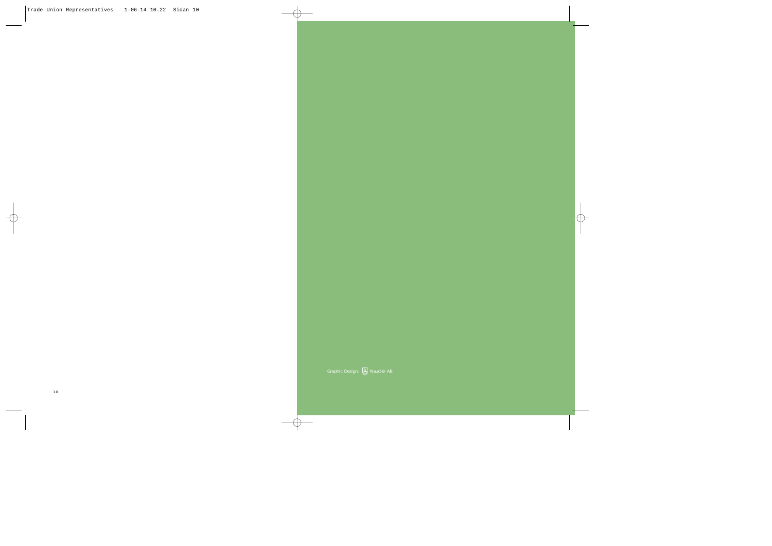Graphic Design: Nauclér AB